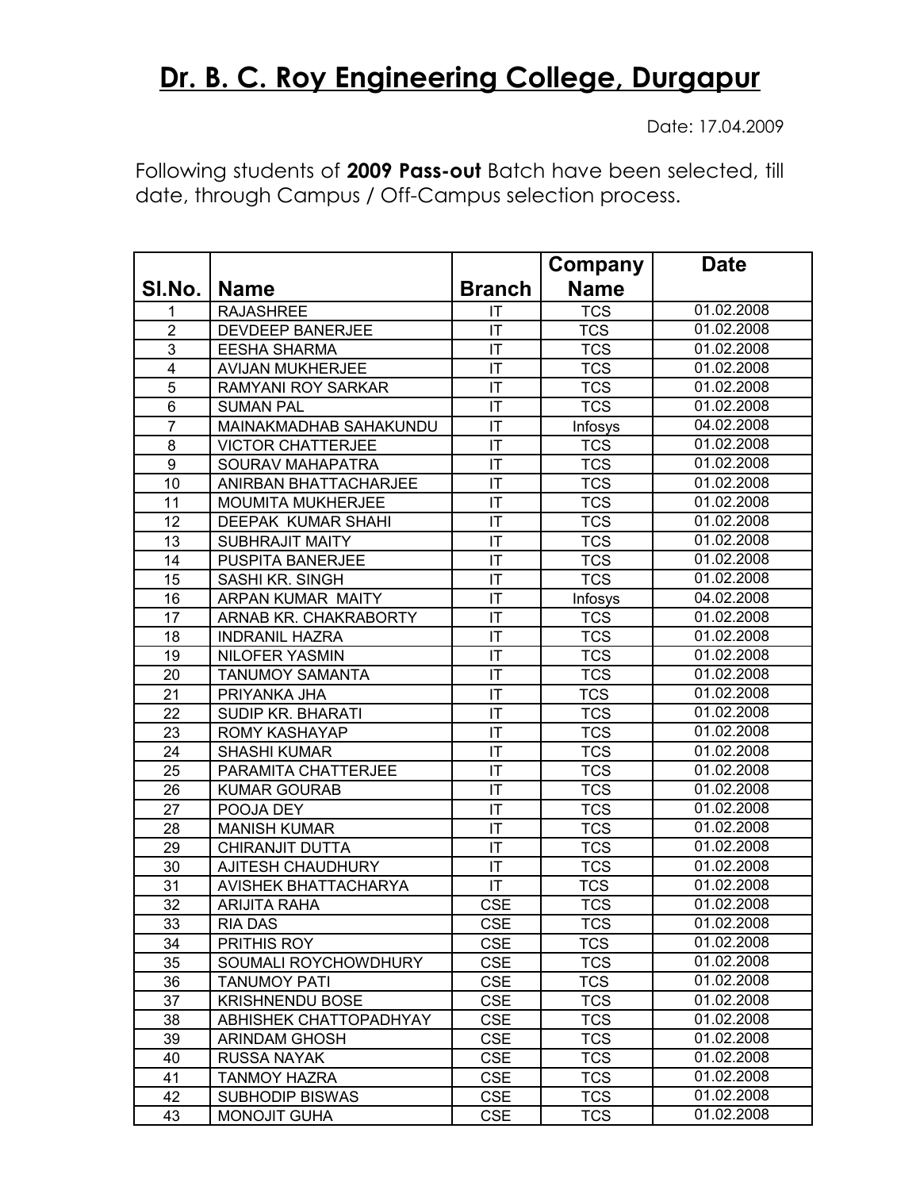# Dr. B. C. Roy Engineering College, Durgapur

Date: 17.04.2009

Following students of **2009 Pass-out** Batch have been selected, till date, through Campus / Off-Campus selection process.

| Sl.No. | Name | Branch | Company Name | Date |
|---|---|---|---|---|
| 1 | RAJASHREE | IT | TCS | 01.02.2008 |
| 2 | DEVDEEP BANERJEE | IT | TCS | 01.02.2008 |
| 3 | EESHA SHARMA | IT | TCS | 01.02.2008 |
| 4 | AVIJAN MUKHERJEE | IT | TCS | 01.02.2008 |
| 5 | RAMYANI ROY SARKAR | IT | TCS | 01.02.2008 |
| 6 | SUMAN PAL | IT | TCS | 01.02.2008 |
| 7 | MAINAKMADHAB SAHAKUNDU | IT | Infosys | 04.02.2008 |
| 8 | VICTOR CHATTERJEE | IT | TCS | 01.02.2008 |
| 9 | SOURAV MAHAPATRA | IT | TCS | 01.02.2008 |
| 10 | ANIRBAN BHATTACHARJEE | IT | TCS | 01.02.2008 |
| 11 | MOUMITA MUKHERJEE | IT | TCS | 01.02.2008 |
| 12 | DEEPAK KUMAR SHAHI | IT | TCS | 01.02.2008 |
| 13 | SUBHRAJIT MAITY | IT | TCS | 01.02.2008 |
| 14 | PUSPITA BANERJEE | IT | TCS | 01.02.2008 |
| 15 | SASHI KR. SINGH | IT | TCS | 01.02.2008 |
| 16 | ARPAN KUMAR MAITY | IT | Infosys | 04.02.2008 |
| 17 | ARNAB KR. CHAKRABORTY | IT | TCS | 01.02.2008 |
| 18 | INDRANIL HAZRA | IT | TCS | 01.02.2008 |
| 19 | NILOFER YASMIN | IT | TCS | 01.02.2008 |
| 20 | TANUMOY SAMANTA | IT | TCS | 01.02.2008 |
| 21 | PRIYANKA JHA | IT | TCS | 01.02.2008 |
| 22 | SUDIP KR. BHARATI | IT | TCS | 01.02.2008 |
| 23 | ROMY KASHAYAP | IT | TCS | 01.02.2008 |
| 24 | SHASHI KUMAR | IT | TCS | 01.02.2008 |
| 25 | PARAMITA CHATTERJEE | IT | TCS | 01.02.2008 |
| 26 | KUMAR GOURAB | IT | TCS | 01.02.2008 |
| 27 | POOJA DEY | IT | TCS | 01.02.2008 |
| 28 | MANISH KUMAR | IT | TCS | 01.02.2008 |
| 29 | CHIRANJIT DUTTA | IT | TCS | 01.02.2008 |
| 30 | AJITESH CHAUDHURY | IT | TCS | 01.02.2008 |
| 31 | AVISHEK BHATTACHARYA | IT | TCS | 01.02.2008 |
| 32 | ARIJITA RAHA | CSE | TCS | 01.02.2008 |
| 33 | RIA DAS | CSE | TCS | 01.02.2008 |
| 34 | PRITHIS ROY | CSE | TCS | 01.02.2008 |
| 35 | SOUMALI ROYCHOWDHURY | CSE | TCS | 01.02.2008 |
| 36 | TANUMOY PATI | CSE | TCS | 01.02.2008 |
| 37 | KRISHNENDU BOSE | CSE | TCS | 01.02.2008 |
| 38 | ABHISHEK CHATTOPADHYAY | CSE | TCS | 01.02.2008 |
| 39 | ARINDAM GHOSH | CSE | TCS | 01.02.2008 |
| 40 | RUSSA NAYAK | CSE | TCS | 01.02.2008 |
| 41 | TANMOY HAZRA | CSE | TCS | 01.02.2008 |
| 42 | SUBHODIP BISWAS | CSE | TCS | 01.02.2008 |
| 43 | MONOJIT GUHA | CSE | TCS | 01.02.2008 |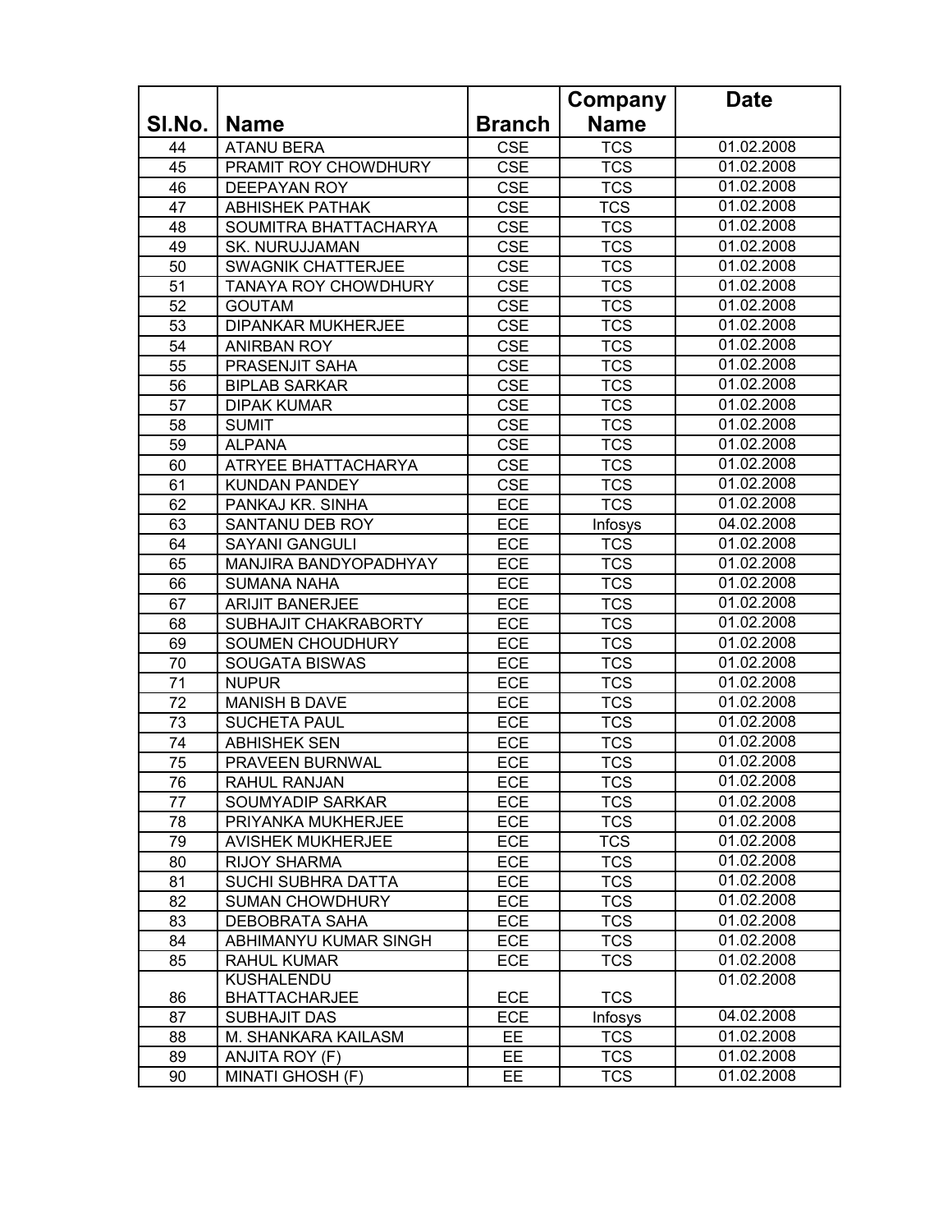| Sl.No. | Name | Branch | Company Name | Date |
|---|---|---|---|---|
| 44 | ATANU BERA | CSE | TCS | 01.02.2008 |
| 45 | PRAMIT ROY CHOWDHURY | CSE | TCS | 01.02.2008 |
| 46 | DEEPAYAN ROY | CSE | TCS | 01.02.2008 |
| 47 | ABHISHEK PATHAK | CSE | TCS | 01.02.2008 |
| 48 | SOUMITRA BHATTACHARYA | CSE | TCS | 01.02.2008 |
| 49 | SK. NURUJJAMAN | CSE | TCS | 01.02.2008 |
| 50 | SWAGNIK CHATTERJEE | CSE | TCS | 01.02.2008 |
| 51 | TANAYA ROY CHOWDHURY | CSE | TCS | 01.02.2008 |
| 52 | GOUTAM | CSE | TCS | 01.02.2008 |
| 53 | DIPANKAR MUKHERJEE | CSE | TCS | 01.02.2008 |
| 54 | ANIRBAN ROY | CSE | TCS | 01.02.2008 |
| 55 | PRASENJIT SAHA | CSE | TCS | 01.02.2008 |
| 56 | BIPLAB SARKAR | CSE | TCS | 01.02.2008 |
| 57 | DIPAK KUMAR | CSE | TCS | 01.02.2008 |
| 58 | SUMIT | CSE | TCS | 01.02.2008 |
| 59 | ALPANA | CSE | TCS | 01.02.2008 |
| 60 | ATRYEE BHATTACHARYA | CSE | TCS | 01.02.2008 |
| 61 | KUNDAN PANDEY | CSE | TCS | 01.02.2008 |
| 62 | PANKAJ KR. SINHA | ECE | TCS | 01.02.2008 |
| 63 | SANTANU DEB ROY | ECE | Infosys | 04.02.2008 |
| 64 | SAYANI GANGULI | ECE | TCS | 01.02.2008 |
| 65 | MANJIRA BANDYOPADHYAY | ECE | TCS | 01.02.2008 |
| 66 | SUMANA NAHA | ECE | TCS | 01.02.2008 |
| 67 | ARIJIT BANERJEE | ECE | TCS | 01.02.2008 |
| 68 | SUBHAJIT CHAKRABORTY | ECE | TCS | 01.02.2008 |
| 69 | SOUMEN CHOUDHURY | ECE | TCS | 01.02.2008 |
| 70 | SOUGATA BISWAS | ECE | TCS | 01.02.2008 |
| 71 | NUPUR | ECE | TCS | 01.02.2008 |
| 72 | MANISH B DAVE | ECE | TCS | 01.02.2008 |
| 73 | SUCHETA PAUL | ECE | TCS | 01.02.2008 |
| 74 | ABHISHEK SEN | ECE | TCS | 01.02.2008 |
| 75 | PRAVEEN BURNWAL | ECE | TCS | 01.02.2008 |
| 76 | RAHUL RANJAN | ECE | TCS | 01.02.2008 |
| 77 | SOUMYADIP SARKAR | ECE | TCS | 01.02.2008 |
| 78 | PRIYANKA MUKHERJEE | ECE | TCS | 01.02.2008 |
| 79 | AVISHEK MUKHERJEE | ECE | TCS | 01.02.2008 |
| 80 | RIJOY SHARMA | ECE | TCS | 01.02.2008 |
| 81 | SUCHI SUBHRA DATTA | ECE | TCS | 01.02.2008 |
| 82 | SUMAN CHOWDHURY | ECE | TCS | 01.02.2008 |
| 83 | DEBOBRATA SAHA | ECE | TCS | 01.02.2008 |
| 84 | ABHIMANYU KUMAR SINGH | ECE | TCS | 01.02.2008 |
| 85 | RAHUL KUMAR | ECE | TCS | 01.02.2008 |
| 86 | KUSHALENDU BHATTACHARJEE | ECE | TCS | 01.02.2008 |
| 87 | SUBHAJIT DAS | ECE | Infosys | 04.02.2008 |
| 88 | M. SHANKARA KAILASM | EE | TCS | 01.02.2008 |
| 89 | ANJITA ROY (F) | EE | TCS | 01.02.2008 |
| 90 | MINATI GHOSH (F) | EE | TCS | 01.02.2008 |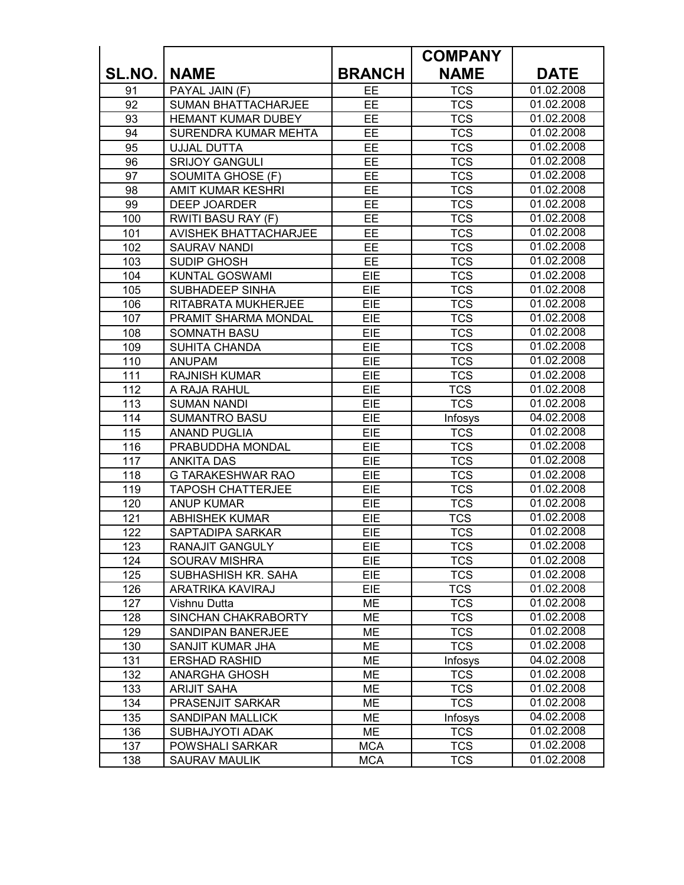| SL.NO. | NAME | BRANCH | COMPANY NAME | DATE |
|---|---|---|---|---|
| 91 | PAYAL JAIN (F) | EE | TCS | 01.02.2008 |
| 92 | SUMAN BHATTACHARJEE | EE | TCS | 01.02.2008 |
| 93 | HEMANT KUMAR DUBEY | EE | TCS | 01.02.2008 |
| 94 | SURENDRA KUMAR MEHTA | EE | TCS | 01.02.2008 |
| 95 | UJJAL DUTTA | EE | TCS | 01.02.2008 |
| 96 | SRIJOY GANGULI | EE | TCS | 01.02.2008 |
| 97 | SOUMITA GHOSE (F) | EE | TCS | 01.02.2008 |
| 98 | AMIT KUMAR KESHRI | EE | TCS | 01.02.2008 |
| 99 | DEEP JOARDER | EE | TCS | 01.02.2008 |
| 100 | RWITI BASU RAY (F) | EE | TCS | 01.02.2008 |
| 101 | AVISHEK BHATTACHARJEE | EE | TCS | 01.02.2008 |
| 102 | SAURAV NANDI | EE | TCS | 01.02.2008 |
| 103 | SUDIP GHOSH | EE | TCS | 01.02.2008 |
| 104 | KUNTAL GOSWAMI | EIE | TCS | 01.02.2008 |
| 105 | SUBHADEEP SINHA | EIE | TCS | 01.02.2008 |
| 106 | RITABRATA MUKHERJEE | EIE | TCS | 01.02.2008 |
| 107 | PRAMIT SHARMA MONDAL | EIE | TCS | 01.02.2008 |
| 108 | SOMNATH BASU | EIE | TCS | 01.02.2008 |
| 109 | SUHITA CHANDA | EIE | TCS | 01.02.2008 |
| 110 | ANUPAM | EIE | TCS | 01.02.2008 |
| 111 | RAJNISH KUMAR | EIE | TCS | 01.02.2008 |
| 112 | A RAJA RAHUL | EIE | TCS | 01.02.2008 |
| 113 | SUMAN NANDI | EIE | TCS | 01.02.2008 |
| 114 | SUMANTRO BASU | EIE | Infosys | 04.02.2008 |
| 115 | ANAND PUGLIA | EIE | TCS | 01.02.2008 |
| 116 | PRABUDDHA MONDAL | EIE | TCS | 01.02.2008 |
| 117 | ANKITA DAS | EIE | TCS | 01.02.2008 |
| 118 | G TARAKESHWAR RAO | EIE | TCS | 01.02.2008 |
| 119 | TAPOSH CHATTERJEE | EIE | TCS | 01.02.2008 |
| 120 | ANUP KUMAR | EIE | TCS | 01.02.2008 |
| 121 | ABHISHEK KUMAR | EIE | TCS | 01.02.2008 |
| 122 | SAPTADIPA SARKAR | EIE | TCS | 01.02.2008 |
| 123 | RANAJIT GANGULY | EIE | TCS | 01.02.2008 |
| 124 | SOURAV MISHRA | EIE | TCS | 01.02.2008 |
| 125 | SUBHASHISH KR. SAHA | EIE | TCS | 01.02.2008 |
| 126 | ARATRIKA KAVIRAJ | EIE | TCS | 01.02.2008 |
| 127 | Vishnu Dutta | ME | TCS | 01.02.2008 |
| 128 | SINCHAN CHAKRABORTY | ME | TCS | 01.02.2008 |
| 129 | SANDIPAN BANERJEE | ME | TCS | 01.02.2008 |
| 130 | SANJIT KUMAR JHA | ME | TCS | 01.02.2008 |
| 131 | ERSHAD RASHID | ME | Infosys | 04.02.2008 |
| 132 | ANARGHA GHOSH | ME | TCS | 01.02.2008 |
| 133 | ARIJIT SAHA | ME | TCS | 01.02.2008 |
| 134 | PRASENJIT SARKAR | ME | TCS | 01.02.2008 |
| 135 | SANDIPAN MALLICK | ME | Infosys | 04.02.2008 |
| 136 | SUBHAJYOTI ADAK | ME | TCS | 01.02.2008 |
| 137 | POWSHALI SARKAR | MCA | TCS | 01.02.2008 |
| 138 | SAURAV MAULIK | MCA | TCS | 01.02.2008 |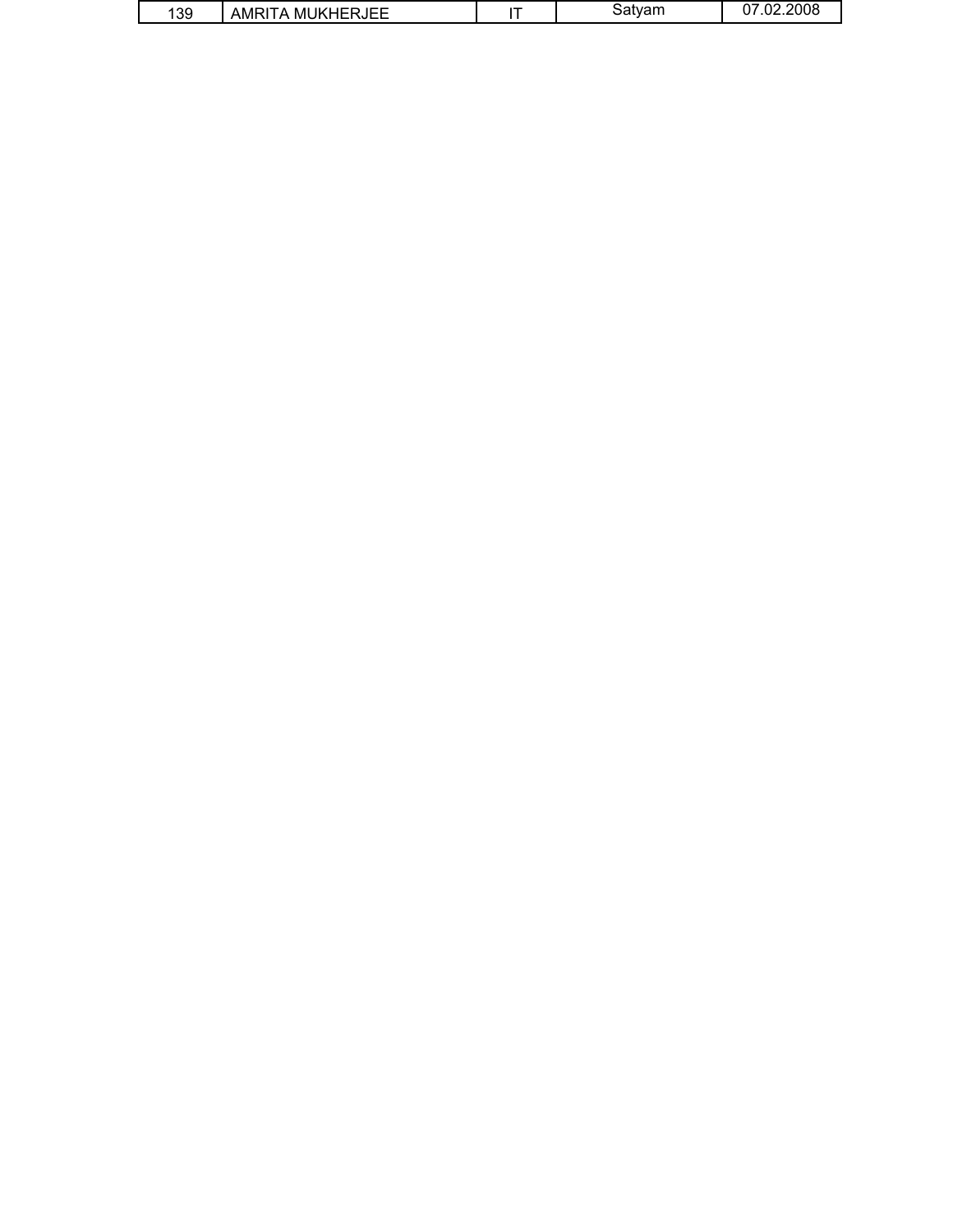| 139 | AMRITA MUKHERJEE | IT | Satyam | 07.02.2008 |
|---|---|---|---|---|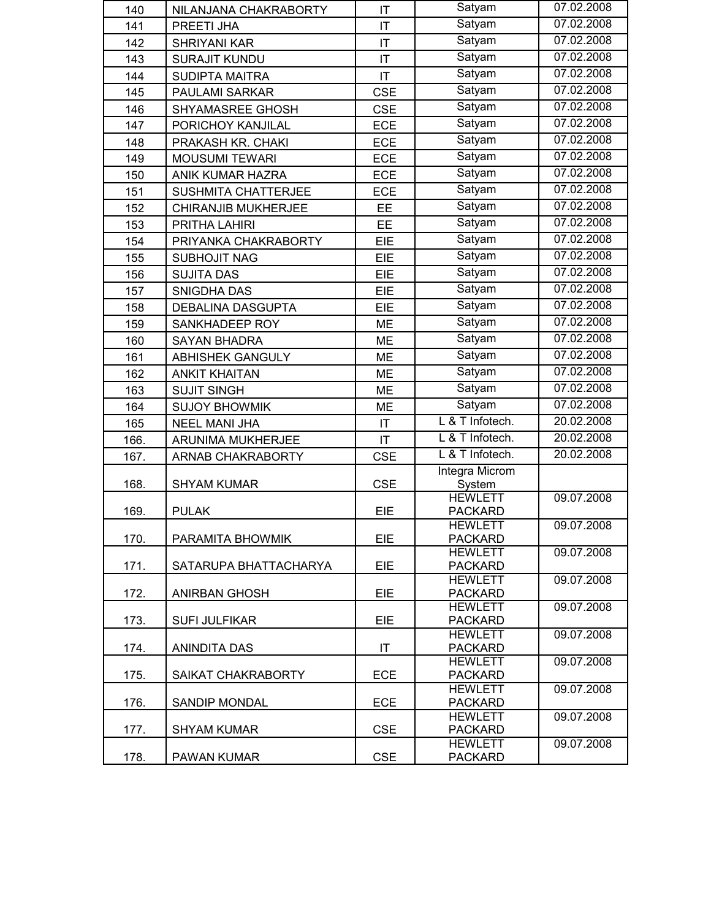| | | | | |
|---|---|---|---|---|
| 140 | NILANJANA CHAKRABORTY | IT | Satyam | 07.02.2008 |
| 141 | PREETI JHA | IT | Satyam | 07.02.2008 |
| 142 | SHRIYANI KAR | IT | Satyam | 07.02.2008 |
| 143 | SURAJIT KUNDU | IT | Satyam | 07.02.2008 |
| 144 | SUDIPTA MAITRA | IT | Satyam | 07.02.2008 |
| 145 | PAULAMI SARKAR | CSE | Satyam | 07.02.2008 |
| 146 | SHYAMASREE GHOSH | CSE | Satyam | 07.02.2008 |
| 147 | PORICHOY KANJILAL | ECE | Satyam | 07.02.2008 |
| 148 | PRAKASH KR. CHAKI | ECE | Satyam | 07.02.2008 |
| 149 | MOUSUMI TEWARI | ECE | Satyam | 07.02.2008 |
| 150 | ANIK KUMAR HAZRA | ECE | Satyam | 07.02.2008 |
| 151 | SUSHMITA CHATTERJEE | ECE | Satyam | 07.02.2008 |
| 152 | CHIRANJIB MUKHERJEE | EE | Satyam | 07.02.2008 |
| 153 | PRITHA LAHIRI | EE | Satyam | 07.02.2008 |
| 154 | PRIYANKA CHAKRABORTY | EIE | Satyam | 07.02.2008 |
| 155 | SUBHOJIT NAG | EIE | Satyam | 07.02.2008 |
| 156 | SUJITA DAS | EIE | Satyam | 07.02.2008 |
| 157 | SNIGDHA DAS | EIE | Satyam | 07.02.2008 |
| 158 | DEBALINA DASGUPTA | EIE | Satyam | 07.02.2008 |
| 159 | SANKHADEEP ROY | ME | Satyam | 07.02.2008 |
| 160 | SAYAN BHADRA | ME | Satyam | 07.02.2008 |
| 161 | ABHISHEK GANGULY | ME | Satyam | 07.02.2008 |
| 162 | ANKIT KHAITAN | ME | Satyam | 07.02.2008 |
| 163 | SUJIT SINGH | ME | Satyam | 07.02.2008 |
| 164 | SUJOY BHOWMIK | ME | Satyam | 07.02.2008 |
| 165 | NEEL MANI JHA | IT | L & T Infotech. | 20.02.2008 |
| 166. | ARUNIMA MUKHERJEE | IT | L & T Infotech. | 20.02.2008 |
| 167. | ARNAB CHAKRABORTY | CSE | L & T Infotech. | 20.02.2008 |
| 168. | SHYAM KUMAR | CSE | Integra Microm System | |
| 169. | PULAK | EIE | HEWLETT PACKARD | 09.07.2008 |
| 170. | PARAMITA BHOWMIK | EIE | HEWLETT PACKARD | 09.07.2008 |
| 171. | SATARUPA BHATTACHARYA | EIE | HEWLETT PACKARD | 09.07.2008 |
| 172. | ANIRBAN GHOSH | EIE | HEWLETT PACKARD | 09.07.2008 |
| 173. | SUFI JULFIKAR | EIE | HEWLETT PACKARD | 09.07.2008 |
| 174. | ANINDITA DAS | IT | HEWLETT PACKARD | 09.07.2008 |
| 175. | SAIKAT CHAKRABORTY | ECE | HEWLETT PACKARD | 09.07.2008 |
| 176. | SANDIP MONDAL | ECE | HEWLETT PACKARD | 09.07.2008 |
| 177. | SHYAM KUMAR | CSE | HEWLETT PACKARD | 09.07.2008 |
| 178. | PAWAN KUMAR | CSE | HEWLETT PACKARD | 09.07.2008 |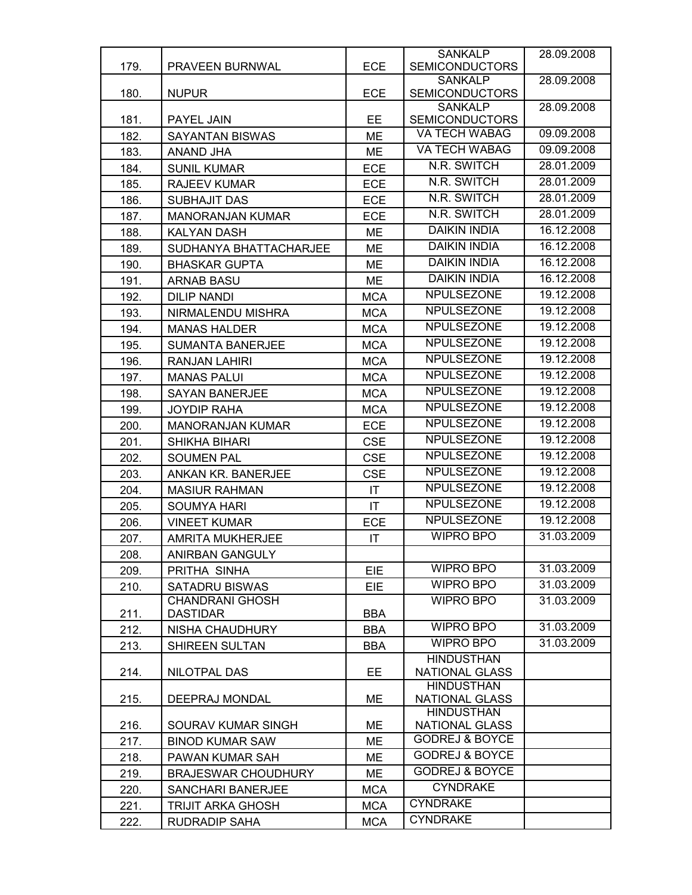| | | | | |
|---|---|---|---|---|
| 179. | PRAVEEN BURNWAL | ECE | SANKALP SEMICONDUCTORS | 28.09.2008 |
| 180. | NUPUR | ECE | SANKALP SEMICONDUCTORS | 28.09.2008 |
| 181. | PAYEL JAIN | EE | SANKALP SEMICONDUCTORS | 28.09.2008 |
| 182. | SAYANTAN BISWAS | ME | VA TECH WABAG | 09.09.2008 |
| 183. | ANAND JHA | ME | VA TECH WABAG | 09.09.2008 |
| 184. | SUNIL KUMAR | ECE | N.R. SWITCH | 28.01.2009 |
| 185. | RAJEEV KUMAR | ECE | N.R. SWITCH | 28.01.2009 |
| 186. | SUBHAJIT DAS | ECE | N.R. SWITCH | 28.01.2009 |
| 187. | MANORANJAN KUMAR | ECE | N.R. SWITCH | 28.01.2009 |
| 188. | KALYAN DASH | ME | DAIKIN INDIA | 16.12.2008 |
| 189. | SUDHANYA BHATTACHARJEE | ME | DAIKIN INDIA | 16.12.2008 |
| 190. | BHASKAR GUPTA | ME | DAIKIN INDIA | 16.12.2008 |
| 191. | ARNAB BASU | ME | DAIKIN INDIA | 16.12.2008 |
| 192. | DILIP NANDI | MCA | NPULSEZONE | 19.12.2008 |
| 193. | NIRMALENDU MISHRA | MCA | NPULSEZONE | 19.12.2008 |
| 194. | MANAS HALDER | MCA | NPULSEZONE | 19.12.2008 |
| 195. | SUMANTA BANERJEE | MCA | NPULSEZONE | 19.12.2008 |
| 196. | RANJAN LAHIRI | MCA | NPULSEZONE | 19.12.2008 |
| 197. | MANAS PALUI | MCA | NPULSEZONE | 19.12.2008 |
| 198. | SAYAN BANERJEE | MCA | NPULSEZONE | 19.12.2008 |
| 199. | JOYDIP RAHA | MCA | NPULSEZONE | 19.12.2008 |
| 200. | MANORANJAN KUMAR | ECE | NPULSEZONE | 19.12.2008 |
| 201. | SHIKHA BIHARI | CSE | NPULSEZONE | 19.12.2008 |
| 202. | SOUMEN PAL | CSE | NPULSEZONE | 19.12.2008 |
| 203. | ANKAN KR. BANERJEE | CSE | NPULSEZONE | 19.12.2008 |
| 204. | MASIUR RAHMAN | IT | NPULSEZONE | 19.12.2008 |
| 205. | SOUMYA HARI | IT | NPULSEZONE | 19.12.2008 |
| 206. | VINEET KUMAR | ECE | NPULSEZONE | 19.12.2008 |
| 207. | AMRITA MUKHERJEE | IT | WIPRO BPO | 31.03.2009 |
| 208. | ANIRBAN GANGULY | | | |
| 209. | PRITHA SINHA | EIE | WIPRO BPO | 31.03.2009 |
| 210. | SATADRU BISWAS | EIE | WIPRO BPO | 31.03.2009 |
| 211. | CHANDRANI GHOSH DASTIDAR | BBA | WIPRO BPO | 31.03.2009 |
| 212. | NISHA CHAUDHURY | BBA | WIPRO BPO | 31.03.2009 |
| 213. | SHIREEN SULTAN | BBA | WIPRO BPO | 31.03.2009 |
| 214. | NILOTPAL DAS | EE | HINDUSTHAN NATIONAL GLASS | |
| 215. | DEEPRAJ MONDAL | ME | HINDUSTHAN NATIONAL GLASS | |
| 216. | SOURAV KUMAR SINGH | ME | HINDUSTHAN NATIONAL GLASS | |
| 217. | BINOD KUMAR SAW | ME | GODREJ & BOYCE | |
| 218. | PAWAN KUMAR SAH | ME | GODREJ & BOYCE | |
| 219. | BRAJESWAR CHOUDHURY | ME | GODREJ & BOYCE | |
| 220. | SANCHARI BANERJEE | MCA | CYNDRAKE | |
| 221. | TRIJIT ARKA GHOSH | MCA | CYNDRAKE | |
| 222. | RUDRADIP SAHA | MCA | CYNDRAKE | |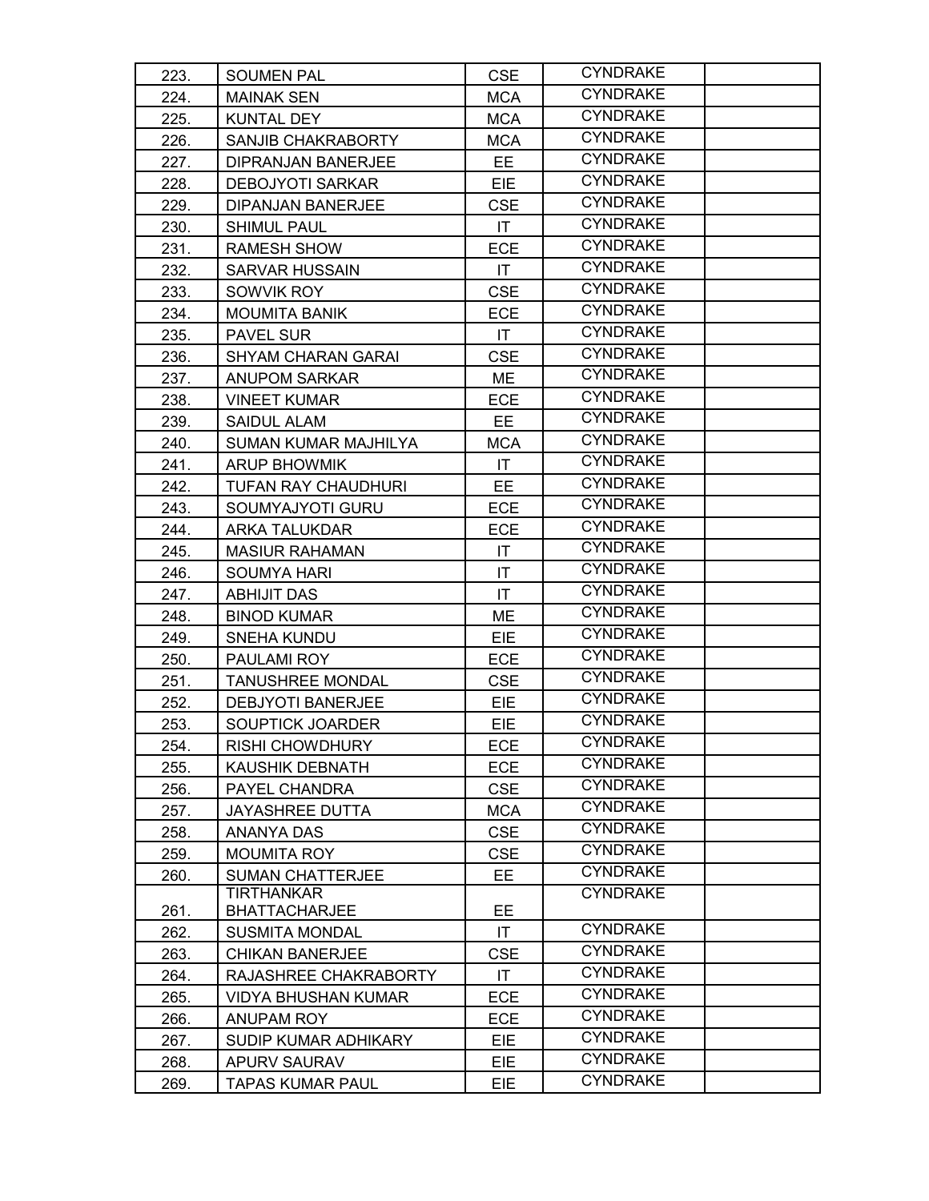| | | | | |
|---|---|---|---|---|
| 223. | SOUMEN PAL | CSE | CYNDRAKE | |
| 224. | MAINAK SEN | MCA | CYNDRAKE | |
| 225. | KUNTAL DEY | MCA | CYNDRAKE | |
| 226. | SANJIB CHAKRABORTY | MCA | CYNDRAKE | |
| 227. | DIPRANJAN BANERJEE | EE | CYNDRAKE | |
| 228. | DEBOJYOTI SARKAR | EIE | CYNDRAKE | |
| 229. | DIPANJAN BANERJEE | CSE | CYNDRAKE | |
| 230. | SHIMUL PAUL | IT | CYNDRAKE | |
| 231. | RAMESH SHOW | ECE | CYNDRAKE | |
| 232. | SARVAR HUSSAIN | IT | CYNDRAKE | |
| 233. | SOWVIK ROY | CSE | CYNDRAKE | |
| 234. | MOUMITA BANIK | ECE | CYNDRAKE | |
| 235. | PAVEL SUR | IT | CYNDRAKE | |
| 236. | SHYAM CHARAN GARAI | CSE | CYNDRAKE | |
| 237. | ANUPOM SARKAR | ME | CYNDRAKE | |
| 238. | VINEET KUMAR | ECE | CYNDRAKE | |
| 239. | SAIDUL ALAM | EE | CYNDRAKE | |
| 240. | SUMAN KUMAR MAJHILYA | MCA | CYNDRAKE | |
| 241. | ARUP BHOWMIK | IT | CYNDRAKE | |
| 242. | TUFAN RAY CHAUDHURI | EE | CYNDRAKE | |
| 243. | SOUMYAJYOTI GURU | ECE | CYNDRAKE | |
| 244. | ARKA TALUKDAR | ECE | CYNDRAKE | |
| 245. | MASIUR RAHAMAN | IT | CYNDRAKE | |
| 246. | SOUMYA HARI | IT | CYNDRAKE | |
| 247. | ABHIJIT DAS | IT | CYNDRAKE | |
| 248. | BINOD KUMAR | ME | CYNDRAKE | |
| 249. | SNEHA KUNDU | EIE | CYNDRAKE | |
| 250. | PAULAMI ROY | ECE | CYNDRAKE | |
| 251. | TANUSHREE MONDAL | CSE | CYNDRAKE | |
| 252. | DEBJYOTI BANERJEE | EIE | CYNDRAKE | |
| 253. | SOUPTICK JOARDER | EIE | CYNDRAKE | |
| 254. | RISHI CHOWDHURY | ECE | CYNDRAKE | |
| 255. | KAUSHIK DEBNATH | ECE | CYNDRAKE | |
| 256. | PAYEL CHANDRA | CSE | CYNDRAKE | |
| 257. | JAYASHREE DUTTA | MCA | CYNDRAKE | |
| 258. | ANANYA DAS | CSE | CYNDRAKE | |
| 259. | MOUMITA ROY | CSE | CYNDRAKE | |
| 260. | SUMAN CHATTERJEE | EE | CYNDRAKE | |
| 261. | TIRTHANKAR BHATTACHARJEE | EE | CYNDRAKE | |
| 262. | SUSMITA MONDAL | IT | CYNDRAKE | |
| 263. | CHIKAN BANERJEE | CSE | CYNDRAKE | |
| 264. | RAJASHREE CHAKRABORTY | IT | CYNDRAKE | |
| 265. | VIDYA BHUSHAN KUMAR | ECE | CYNDRAKE | |
| 266. | ANUPAM ROY | ECE | CYNDRAKE | |
| 267. | SUDIP KUMAR ADHIKARY | EIE | CYNDRAKE | |
| 268. | APURV SAURAV | EIE | CYNDRAKE | |
| 269. | TAPAS KUMAR PAUL | EIE | CYNDRAKE | |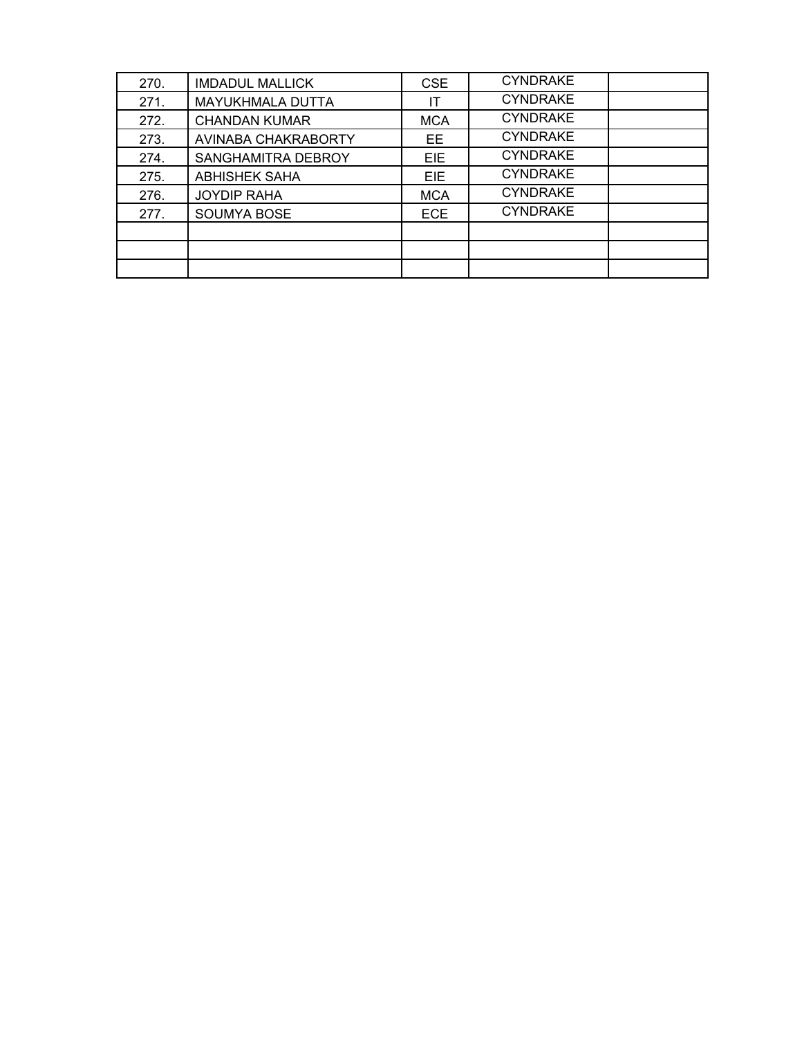| | | | | |
|---|---|---|---|---|
| 270. | IMDADUL MALLICK | CSE | CYNDRAKE | |
| 271. | MAYUKHMALA DUTTA | IT | CYNDRAKE | |
| 272. | CHANDAN KUMAR | MCA | CYNDRAKE | |
| 273. | AVINABA CHAKRABORTY | EE | CYNDRAKE | |
| 274. | SANGHAMITRA DEBROY | EIE | CYNDRAKE | |
| 275. | ABHISHEK SAHA | EIE | CYNDRAKE | |
| 276. | JOYDIP RAHA | MCA | CYNDRAKE | |
| 277. | SOUMYA BOSE | ECE | CYNDRAKE | |
| | | | | |
| | | | | |
| | | | | |